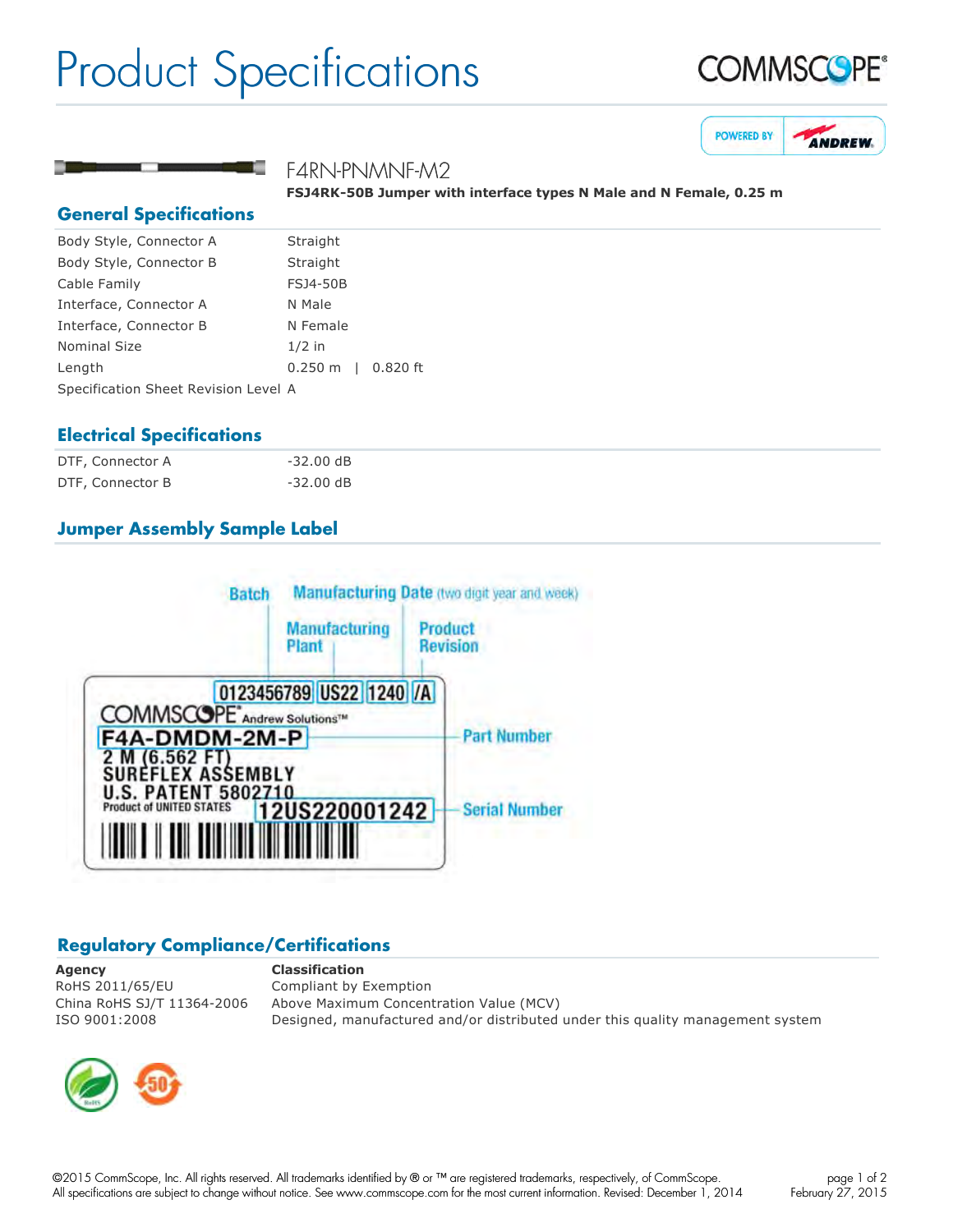# Product Specifications

F4RN-PNMNF-M2

**FSJ4RK-50B Jumper with interface types N Male and N Female, 0.25 m**

## General Specifications

| | |
|---|---|
| Body Style, Connector A | Straight |
| Body Style, Connector B | Straight |
| Cable Family | FSJ4-50B |
| Interface, Connector A | N Male |
| Interface, Connector B | N Female |
| Nominal Size | 1/2 in |
| Length | 0.250 m \| 0.820 ft |
| Specification Sheet Revision Level | A |

## Electrical Specifications

| | |
|---|---|
| DTF, Connector A | -32.00 dB |
| DTF, Connector B | -32.00 dB |

## Jumper Assembly Sample Label

Batch — Manufacturing Date (two digit year and week) — Manufacturing Plant — Product Revision

0123456789 US22 1240 /A

COMMSCOPE® Andrew Solutions™

F4A-DMDM-2M-P — Part Number

2 M (6.562 FT)
SUREFLEX ASSEMBLY
U.S. PATENT 5802710
Product of UNITED STATES

12US220001242 — Serial Number

## Regulatory Compliance/Certifications

| Agency | Classification |
|---|---|
| RoHS 2011/65/EU | Compliant by Exemption |
| China RoHS SJ/T 11364-2006 | Above Maximum Concentration Value (MCV) |
| ISO 9001:2008 | Designed, manufactured and/or distributed under this quality management system |

©2015 CommScope, Inc. All rights reserved. All trademarks identified by ® or ™ are registered trademarks, respectively, of CommScope.
All specifications are subject to change without notice. See www.commscope.com for the most current information. Revised: December 1, 2014

February 27, 2015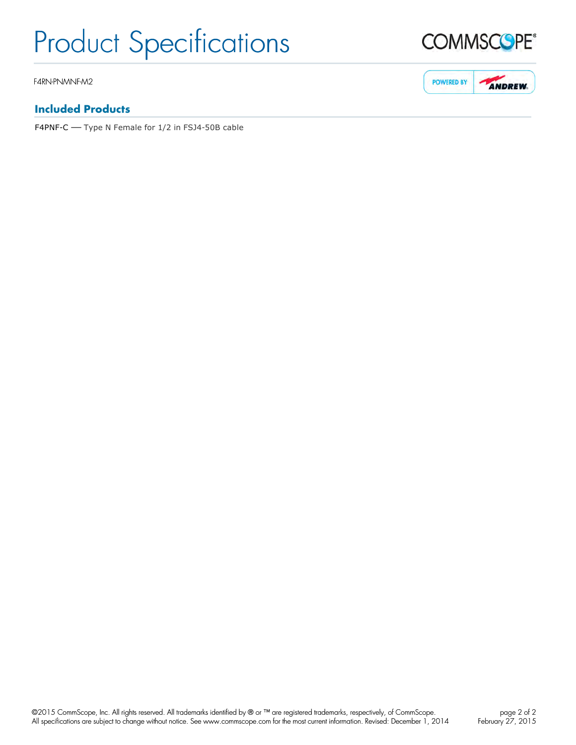## Included Products

F4PNF-C — Type N Female for 1/2 in FSJ4-50B cable